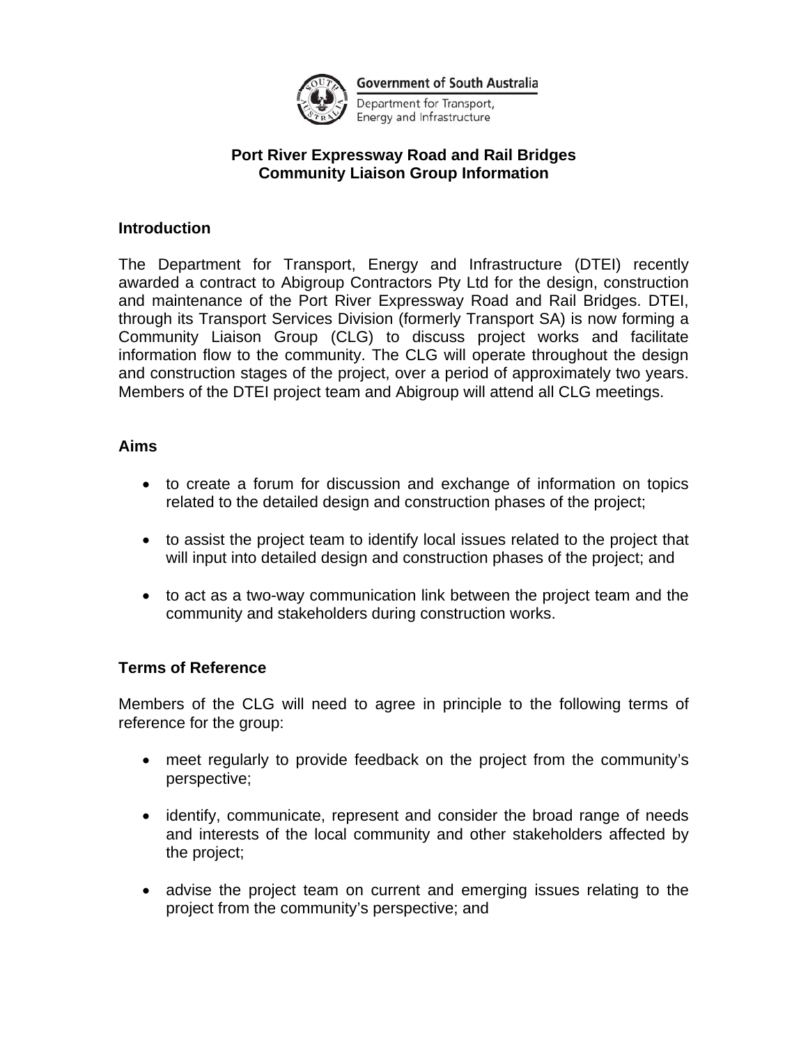Government of South Australia

Department for Transport, Energy and Infrastructure

# Port River Expressway Road and Rail Bridges
# Community Liaison Group Information

## Introduction

The Department for Transport, Energy and Infrastructure (DTEI) recently awarded a contract to Abigroup Contractors Pty Ltd for the design, construction and maintenance of the Port River Expressway Road and Rail Bridges. DTEI, through its Transport Services Division (formerly Transport SA) is now forming a Community Liaison Group (CLG) to discuss project works and facilitate information flow to the community. The CLG will operate throughout the design and construction stages of the project, over a period of approximately two years. Members of the DTEI project team and Abigroup will attend all CLG meetings.

## Aims

- to create a forum for discussion and exchange of information on topics related to the detailed design and construction phases of the project;
- to assist the project team to identify local issues related to the project that will input into detailed design and construction phases of the project; and
- to act as a two-way communication link between the project team and the community and stakeholders during construction works.

## Terms of Reference

Members of the CLG will need to agree in principle to the following terms of reference for the group:

- meet regularly to provide feedback on the project from the community's perspective;
- identify, communicate, represent and consider the broad range of needs and interests of the local community and other stakeholders affected by the project;
- advise the project team on current and emerging issues relating to the project from the community's perspective; and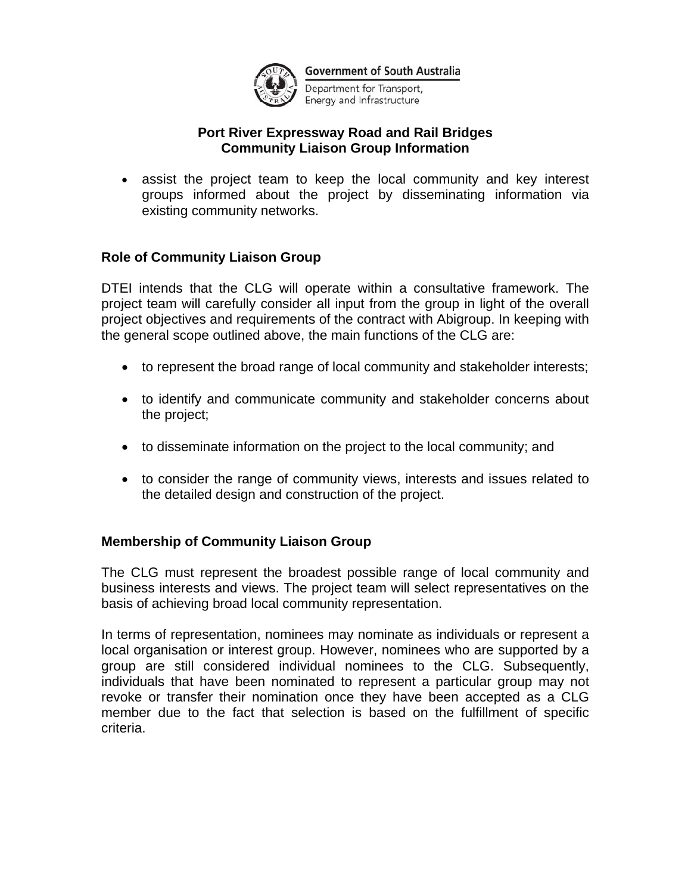- assist the project team to keep the local community and key interest groups informed about the project by disseminating information via existing community networks.

## Role of Community Liaison Group

DTEI intends that the CLG will operate within a consultative framework. The project team will carefully consider all input from the group in light of the overall project objectives and requirements of the contract with Abigroup. In keeping with the general scope outlined above, the main functions of the CLG are:

- to represent the broad range of local community and stakeholder interests;
- to identify and communicate community and stakeholder concerns about the project;
- to disseminate information on the project to the local community; and
- to consider the range of community views, interests and issues related to the detailed design and construction of the project.

## Membership of Community Liaison Group

The CLG must represent the broadest possible range of local community and business interests and views. The project team will select representatives on the basis of achieving broad local community representation.

In terms of representation, nominees may nominate as individuals or represent a local organisation or interest group. However, nominees who are supported by a group are still considered individual nominees to the CLG. Subsequently, individuals that have been nominated to represent a particular group may not revoke or transfer their nomination once they have been accepted as a CLG member due to the fact that selection is based on the fulfillment of specific criteria.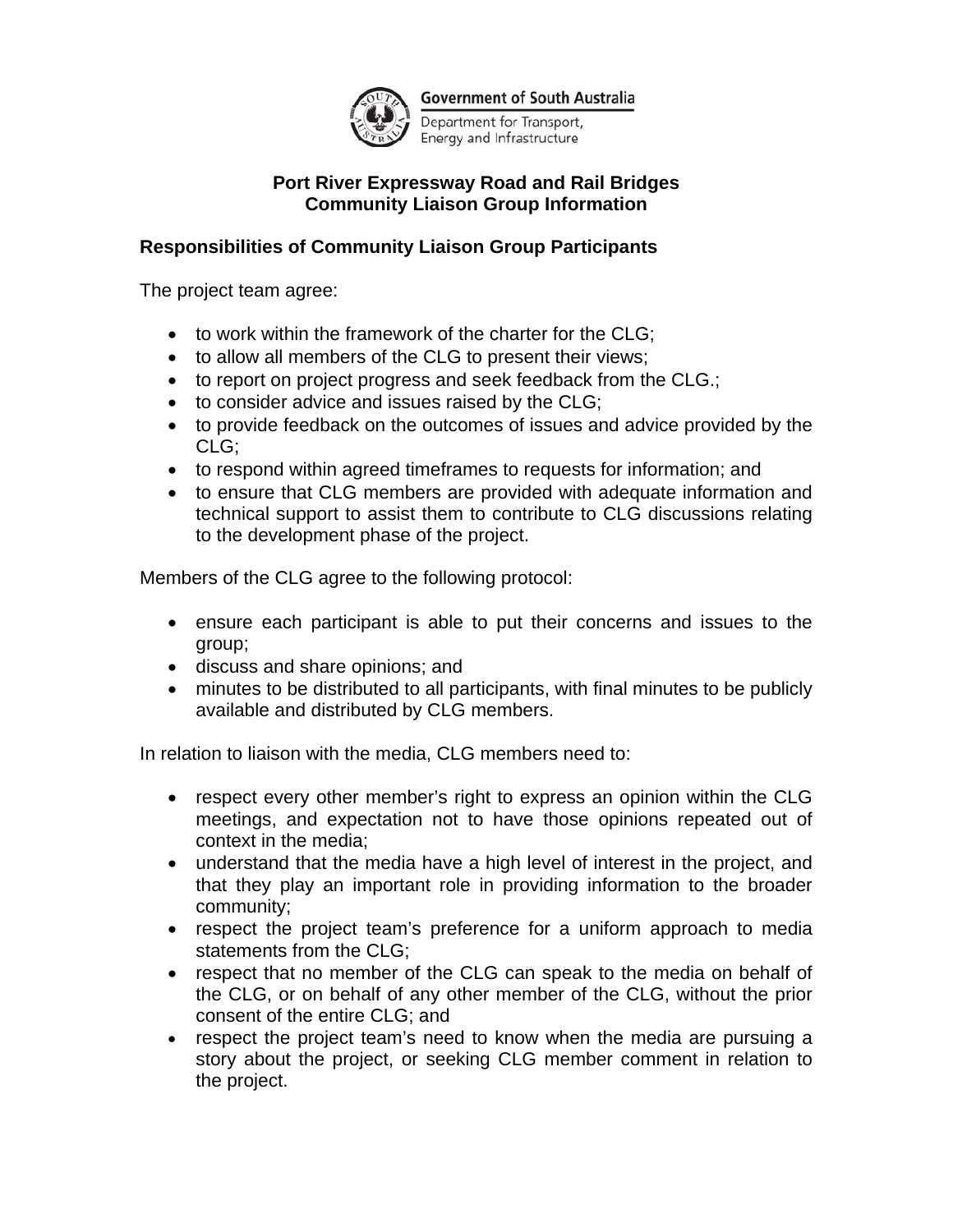Government of South Australia

Department for Transport, Energy and Infrastructure

**Port River Expressway Road and Rail Bridges**
**Community Liaison Group Information**

## Responsibilities of Community Liaison Group Participants

The project team agree:

- to work within the framework of the charter for the CLG;
- to allow all members of the CLG to present their views;
- to report on project progress and seek feedback from the CLG.;
- to consider advice and issues raised by the CLG;
- to provide feedback on the outcomes of issues and advice provided by the CLG;
- to respond within agreed timeframes to requests for information; and
- to ensure that CLG members are provided with adequate information and technical support to assist them to contribute to CLG discussions relating to the development phase of the project.

Members of the CLG agree to the following protocol:

- ensure each participant is able to put their concerns and issues to the group;
- discuss and share opinions; and
- minutes to be distributed to all participants, with final minutes to be publicly available and distributed by CLG members.

In relation to liaison with the media, CLG members need to:

- respect every other member's right to express an opinion within the CLG meetings, and expectation not to have those opinions repeated out of context in the media;
- understand that the media have a high level of interest in the project, and that they play an important role in providing information to the broader community;
- respect the project team's preference for a uniform approach to media statements from the CLG;
- respect that no member of the CLG can speak to the media on behalf of the CLG, or on behalf of any other member of the CLG, without the prior consent of the entire CLG; and
- respect the project team's need to know when the media are pursuing a story about the project, or seeking CLG member comment in relation to the project.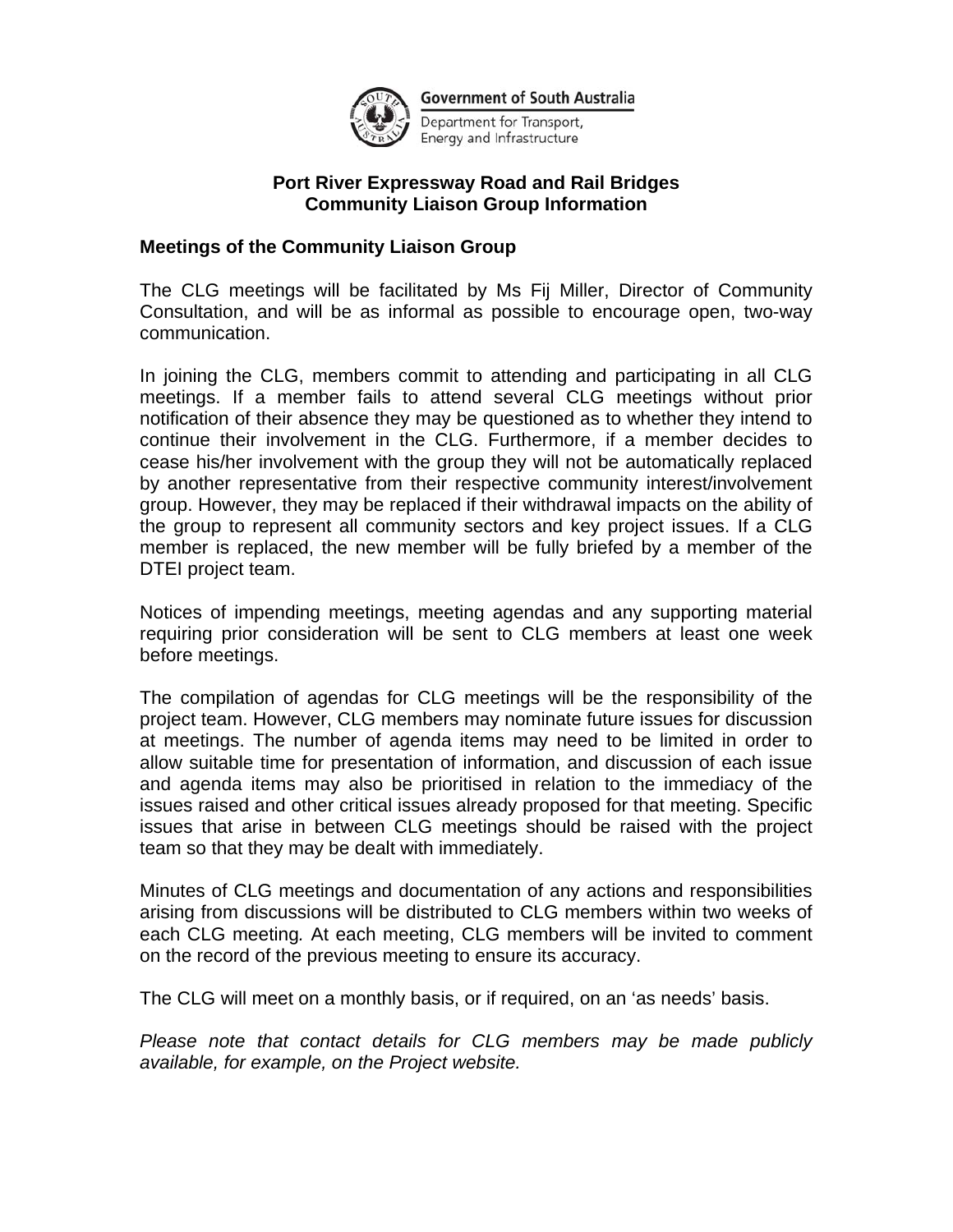Government of South Australia

Department for Transport, Energy and Infrastructure

**Port River Expressway Road and Rail Bridges**
**Community Liaison Group Information**

## Meetings of the Community Liaison Group

The CLG meetings will be facilitated by Ms Fij Miller, Director of Community Consultation, and will be as informal as possible to encourage open, two-way communication.

In joining the CLG, members commit to attending and participating in all CLG meetings. If a member fails to attend several CLG meetings without prior notification of their absence they may be questioned as to whether they intend to continue their involvement in the CLG. Furthermore, if a member decides to cease his/her involvement with the group they will not be automatically replaced by another representative from their respective community interest/involvement group. However, they may be replaced if their withdrawal impacts on the ability of the group to represent all community sectors and key project issues. If a CLG member is replaced, the new member will be fully briefed by a member of the DTEI project team.

Notices of impending meetings, meeting agendas and any supporting material requiring prior consideration will be sent to CLG members at least one week before meetings.

The compilation of agendas for CLG meetings will be the responsibility of the project team. However, CLG members may nominate future issues for discussion at meetings. The number of agenda items may need to be limited in order to allow suitable time for presentation of information, and discussion of each issue and agenda items may also be prioritised in relation to the immediacy of the issues raised and other critical issues already proposed for that meeting. Specific issues that arise in between CLG meetings should be raised with the project team so that they may be dealt with immediately.

Minutes of CLG meetings and documentation of any actions and responsibilities arising from discussions will be distributed to CLG members within two weeks of each CLG meeting. At each meeting, CLG members will be invited to comment on the record of the previous meeting to ensure its accuracy.

The CLG will meet on a monthly basis, or if required, on an 'as needs' basis.

*Please note that contact details for CLG members may be made publicly available, for example, on the Project website.*